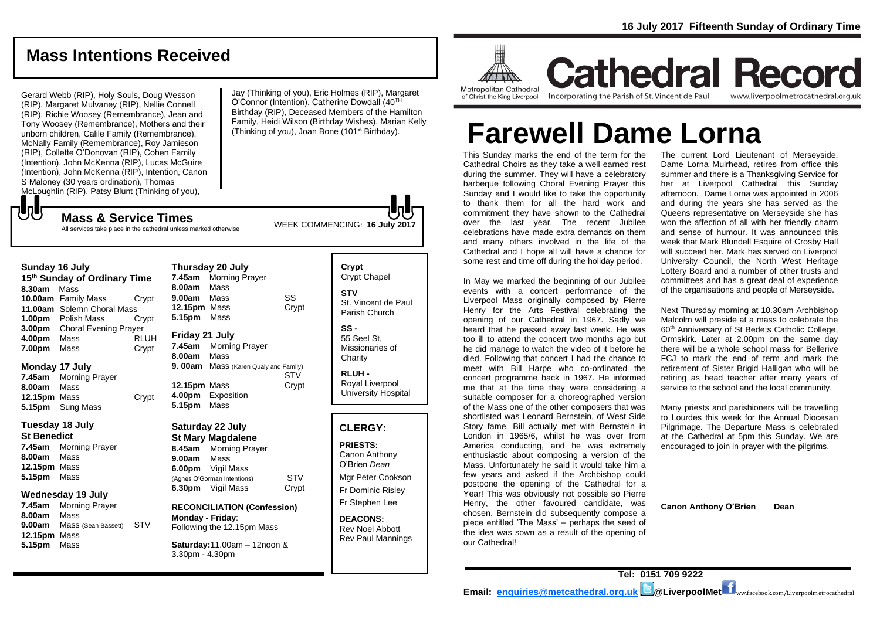16 July 2017 Fifteenth Sunday of Ordinary Time

## Mass Intentions Received

Gerard Webb (RIP), Holy Souls, Doug Wesson (RIP), Margaret Mulvaney (RIP), Nellie Connell (RIP), Richie Woosey (Remembrance), Jean and Tony Woosey (Remembrance), Mothers and their unborn children, Calile Family (Remembrance), McNally Family (Remembrance), Roy Jamieson (RIP), Collette O'Donovan (RIP), Cohen Family (Intention), John McKenna (RIP), Lucas McGuire (Intention), John McKenna (RIP), Intention, Canon S Maloney (30 years ordination), Thomas McLoughlin (RIP), Patsy Blunt (Thinking of you), Jay (Thinking of you), Eric Holmes (RIP), Margaret O'Connor (Intention), Catherine Dowdall (40[TH] Birthday (RIP), Deceased Members of the Hamilton Family, Heidi Wilson (Birthday Wishes), Marian Kelly (Thinking of you), Joan Bone (101[st] Birthday).

## Mass & Service Times

All services take place in the cathedral unless marked otherwise

WEEK COMMENCING: **16 July 2017**

### Sunday 16 July
**15th Sunday of Ordinary Time**

**8.30am** Mass
**10.00am** Family Mass — Crypt
**11.00am** Solemn Choral Mass
**1.00pm** Polish Mass — Crypt
**3.00pm** Choral Evening Prayer
**4.00pm** Mass — RLUH
**7.00pm** Mass — Crypt

### Monday 17 July

**7.45am** Morning Prayer
**8.00am** Mass
**12.15pm** Mass — Crypt
**5.15pm** Sung Mass

### Tuesday 18 July
**St Benedict**

**7.45am** Morning Prayer
**8.00am** Mass
**12.15pm** Mass
**5.15pm** Mass

### Wednesday 19 July

**7.45am** Morning Prayer
**8.00am** Mass
**9.00am** Mass (Sean Bassett) — STV
**12.15pm** Mass
**5.15pm** Mass

### Thursday 20 July

**7.45am** Morning Prayer
**8.00am** Mass
**9.00am** Mass — SS
**12.15pm** Mass — Crypt
**5.15pm** Mass

### Friday 21 July

**7.45am** Morning Prayer
**8.00am** Mass
**9. 00am** Mass (Karen Qualy and Family) — STV
**12.15pm** Mass — Crypt
**4.00pm** Exposition
**5.15pm** Mass

### Saturday 22 July
**St Mary Magdalene**

**8.45am** Morning Prayer
**9.00am** Mass
**6.00pm** Vigil Mass (Agnes O'Gorman Intentions) — STV
**6.30pm** Vigil Mass — Crypt

**RECONCILIATION (Confession)**
**Monday - Friday**: Following the 12.15pm Mass

**Saturday:** 11.00am – 12noon & 3.30pm - 4.30pm

**Crypt** Crypt Chapel

**STV** St. Vincent de Paul Parish Church

**SS -** 55 Seel St, Missionaries of Charity

**RLUH -** Royal Liverpool University Hospital

### CLERGY:

**PRIESTS:**
Canon Anthony O'Brien *Dean*
Mgr Peter Cookson
Fr Dominic Risley
Fr Stephen Lee

**DEACONS:**
Rev Noel Abbott
Rev Paul Mannings

Metropolitan Cathedral of Christ the King Liverpool

# Cathedral Record

Incorporating the Parish of St. Vincent de Paul — www.liverpoolmetrocathedral.org.uk

# Farewell Dame Lorna

This Sunday marks the end of the term for the Cathedral Choirs as they take a well earned rest during the summer. They will have a celebratory barbeque following Choral Evening Prayer this Sunday and I would like to take the opportunity to thank them for all the hard work and commitment they have shown to the Cathedral over the last year. The recent Jubilee celebrations have made extra demands on them and many others involved in the life of the Cathedral and I hope all will have a chance for some rest and time off during the holiday period.

In May we marked the beginning of our Jubilee events with a concert performance of the Liverpool Mass originally composed by Pierre Henry for the Arts Festival celebrating the opening of our Cathedral in 1967. Sadly we heard that he passed away last week. He was too ill to attend the concert two months ago but he did manage to watch the video of it before he died. Following that concert I had the chance to meet with Bill Harpe who co-ordinated the concert programme back in 1967. He informed me that at the time they were considering a suitable composer for a choreographed version of the Mass one of the other composers that was shortlisted was Leonard Bernstein, of West Side Story fame. Bill actually met with Bernstein in London in 1965/6, whilst he was over from America conducting, and he was extremely enthusiastic about composing a version of the Mass. Unfortunately he said it would take him a few years and asked if the Archbishop could postpone the opening of the Cathedral for a Year! This was obviously not possible so Pierre Henry, the other favoured candidate, was chosen. Bernstein did subsequently compose a piece entitled 'The Mass' – perhaps the seed of the idea was sown as a result of the opening of our Cathedral!

The current Lord Lieutenant of Merseyside, Dame Lorna Muirhead, retires from office this summer and there is a Thanksgiving Service for her at Liverpool Cathedral this Sunday afternoon. Dame Lorna was appointed in 2006 and during the years she has served as the Queens representative on Merseyside she has won the affection of all with her friendly charm and sense of humour. It was announced this week that Mark Blundell Esquire of Crosby Hall will succeed her. Mark has served on Liverpool University Council, the North West Heritage Lottery Board and a number of other trusts and committees and has a great deal of experience of the organisations and people of Merseyside.

Next Thursday morning at 10.30am Archbishop Malcolm will preside at a mass to celebrate the 60[th] Anniversary of St Bede;s Catholic College, Ormskirk. Later at 2.00pm on the same day there will be a whole school mass for Bellerive FCJ to mark the end of term and mark the retirement of Sister Brigid Halligan who will be retiring as head teacher after many years of service to the school and the local community.

Many priests and parishioners will be travelling to Lourdes this week for the Annual Diocesan Pilgrimage. The Departure Mass is celebrated at the Cathedral at 5pm this Sunday. We are encouraged to join in prayer with the pilgrims.

**Canon Anthony O'Brien Dean**

**Tel: 0151 709 9222**

**Email: enquiries@metcathedral.org.uk @LiverpoolMet** ww.facebook.com/Liverpoolmetrocathedral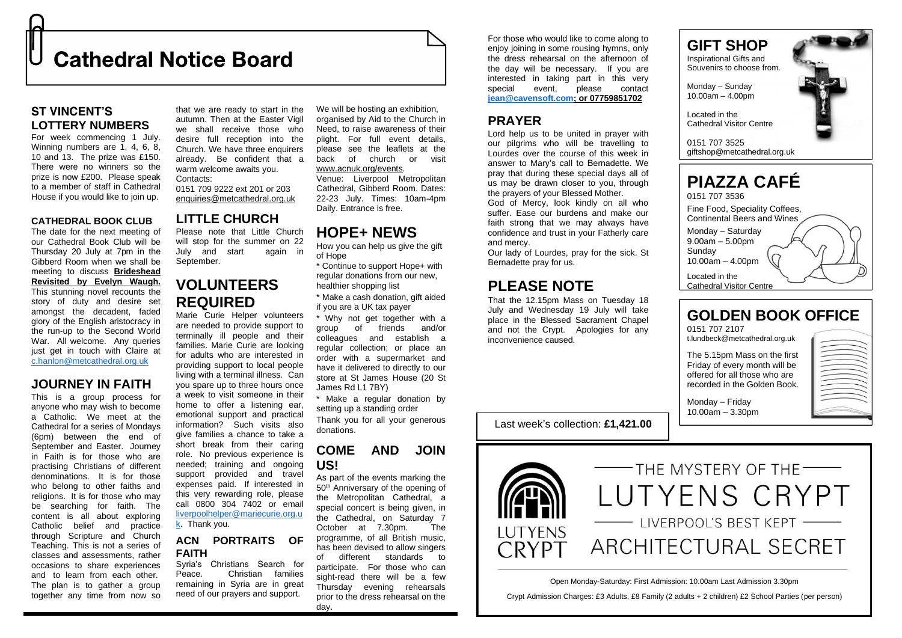# Cathedral Notice Board

## ST VINCENT'S LOTTERY NUMBERS

For week commencing 1 July. Winning numbers are 1, 4, 6, 8, 10 and 13. The prize was £150. There were no winners so the prize is now £200. Please speak to a member of staff in Cathedral House if you would like to join up.

### CATHEDRAL BOOK CLUB

The date for the next meeting of our Cathedral Book Club will be Thursday 20 July at 7pm in the Gibberd Room when we shall be meeting to discuss **Brideshead Revisited by Evelyn Waugh.** This stunning novel recounts the story of duty and desire set amongst the decadent, faded glory of the English aristocracy in the run-up to the Second World War. All welcome. Any queries just get in touch with Claire at c.hanlon@metcathedral.org.uk

## JOURNEY IN FAITH

This is a group process for anyone who may wish to become a Catholic. We meet at the Cathedral for a series of Mondays (6pm) between the end of September and Easter. Journey in Faith is for those who are practising Christians of different denominations. It is for those who belong to other faiths and religions. It is for those who may be searching for faith. The content is all about exploring Catholic belief and practice through Scripture and Church Teaching. This is not a series of classes and assessments, rather occasions to share experiences and to learn from each other. The plan is to gather a group together any time from now so that we are ready to start in the autumn. Then at the Easter Vigil we shall receive those who desire full reception into the Church. We have three enquirers already. Be confident that a warm welcome awaits you.

Contacts:
0151 709 9222 ext 201 or 203
enquiries@metcathedral.org.uk

## LITTLE CHURCH

Please note that Little Church will stop for the summer on 22 July and start again in September.

## VOLUNTEERS REQUIRED

Marie Curie Helper volunteers are needed to provide support to terminally ill people and their families. Marie Curie are looking for adults who are interested in providing support to local people living with a terminal illness. Can you spare up to three hours once a week to visit someone in their home to offer a listening ear, emotional support and practical information? Such visits also give families a chance to take a short break from their caring role. No previous experience is needed; training and ongoing support provided and travel expenses paid. If interested in this very rewarding role, please call 0800 304 7402 or email liverpoolhelper@mariecurie.org.uk. Thank you.

### ACN PORTRAITS OF FAITH

Syria's Christians Search for Peace. Christian families remaining in Syria are in great need of our prayers and support.

We will be hosting an exhibition, organised by Aid to the Church in Need, to raise awareness of their plight. For full event details, please see the leaflets at the back of church or visit www.acnuk.org/events.

Venue: Liverpool Metropolitan Cathedral, Gibberd Room. Dates: 22-23 July. Times: 10am-4pm Daily. Entrance is free.

## HOPE+ NEWS

How you can help us give the gift of Hope

* Continue to support Hope+ with regular donations from our new, healthier shopping list
* Make a cash donation, gift aided if you are a UK tax payer
* Why not get together with a group of friends and/or colleagues and establish a regular collection; or place an order with a supermarket and have it delivered to directly to our store at St James House (20 St James Rd L1 7BY)
* Make a regular donation by setting up a standing order

Thank you for all your generous donations.

## COME AND JOIN US!

As part of the events marking the 50th Anniversary of the opening of the Metropolitan Cathedral, a special concert is being given, in the Cathedral, on Saturday 7 October at 7.30pm. The programme, of all British music, has been devised to allow singers of different standards to participate. For those who can sight-read there will be a few Thursday evening rehearsals prior to the dress rehearsal on the day.

For those who would like to come along to enjoy joining in some rousing hymns, only the dress rehearsal on the afternoon of the day will be necessary. If you are interested in taking part in this very special event, please contact **jean@cavensoft.com; or 07759851702**

## PRAYER

Lord help us to be united in prayer with our pilgrims who will be travelling to Lourdes over the course of this week in answer to Mary's call to Bernadette. We pray that during these special days all of us may be drawn closer to you, through the prayers of your Blessed Mother.

God of Mercy, look kindly on all who suffer. Ease our burdens and make our faith strong that we may always have confidence and trust in your Fatherly care and mercy.

Our lady of Lourdes, pray for the sick. St Bernadette pray for us.

## PLEASE NOTE

That the 12.15pm Mass on Tuesday 18 July and Wednesday 19 July will take place in the Blessed Sacrament Chapel and not the Crypt. Apologies for any inconvenience caused.

Last week's collection: **£1,421.00**

## GIFT SHOP

Inspirational Gifts and Souvenirs to choose from.

Monday – Sunday
10.00am – 4.00pm

Located in the Cathedral Visitor Centre

0151 707 3525
giftshop@metcathedral.org.uk

## PIAZZA CAFÉ

0151 707 3536

Fine Food, Speciality Coffees, Continental Beers and Wines

Monday – Saturday
9.00am – 5.00pm
Sunday
10.00am – 4.00pm

Located in the Cathedral Visitor Centre

## GOLDEN BOOK OFFICE

0151 707 2107
t.lundbeck@metcathedral.org.uk

The 5.15pm Mass on the first Friday of every month will be offered for all those who are recorded in the Golden Book.

Monday – Friday
10.00am – 3.30pm

LUTYENS CRYPT

THE MYSTERY OF THE LUTYENS CRYPT — LIVERPOOL'S BEST KEPT — ARCHITECTURAL SECRET

Open Monday-Saturday: First Admission: 10.00am Last Admission 3.30pm

Crypt Admission Charges: £3 Adults, £8 Family (2 adults + 2 children) £2 School Parties (per person)